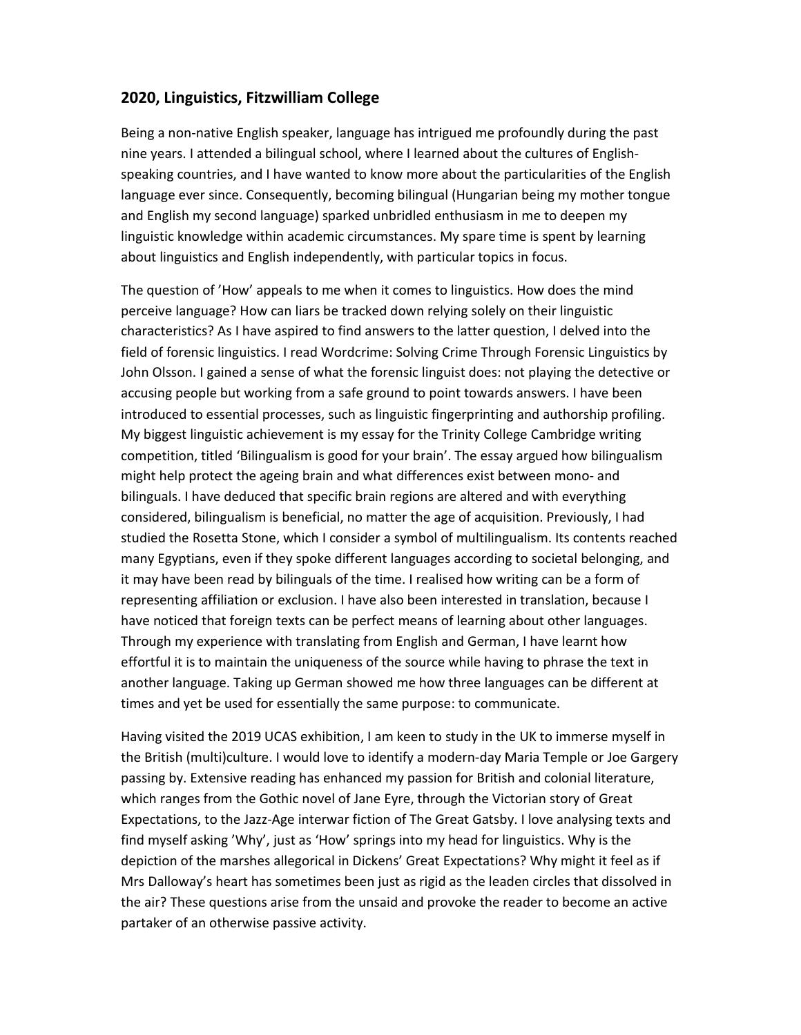## 2020, Linguistics, Fitzwilliam College

Being a non-native English speaker, language has intrigued me profoundly during the past nine years. I attended a bilingual school, where I learned about the cultures of English-speaking countries, and I have wanted to know more about the particularities of the English language ever since. Consequently, becoming bilingual (Hungarian being my mother tongue and English my second language) sparked unbridled enthusiasm in me to deepen my linguistic knowledge within academic circumstances. My spare time is spent by learning about linguistics and English independently, with particular topics in focus.

The question of 'How' appeals to me when it comes to linguistics. How does the mind perceive language? How can liars be tracked down relying solely on their linguistic characteristics? As I have aspired to find answers to the latter question, I delved into the field of forensic linguistics. I read Wordcrime: Solving Crime Through Forensic Linguistics by John Olsson. I gained a sense of what the forensic linguist does: not playing the detective or accusing people but working from a safe ground to point towards answers. I have been introduced to essential processes, such as linguistic fingerprinting and authorship profiling. My biggest linguistic achievement is my essay for the Trinity College Cambridge writing competition, titled 'Bilingualism is good for your brain'. The essay argued how bilingualism might help protect the ageing brain and what differences exist between mono- and bilinguals. I have deduced that specific brain regions are altered and with everything considered, bilingualism is beneficial, no matter the age of acquisition. Previously, I had studied the Rosetta Stone, which I consider a symbol of multilingualism. Its contents reached many Egyptians, even if they spoke different languages according to societal belonging, and it may have been read by bilinguals of the time. I realised how writing can be a form of representing affiliation or exclusion. I have also been interested in translation, because I have noticed that foreign texts can be perfect means of learning about other languages. Through my experience with translating from English and German, I have learnt how effortful it is to maintain the uniqueness of the source while having to phrase the text in another language. Taking up German showed me how three languages can be different at times and yet be used for essentially the same purpose: to communicate.

Having visited the 2019 UCAS exhibition, I am keen to study in the UK to immerse myself in the British (multi)culture. I would love to identify a modern-day Maria Temple or Joe Gargery passing by. Extensive reading has enhanced my passion for British and colonial literature, which ranges from the Gothic novel of Jane Eyre, through the Victorian story of Great Expectations, to the Jazz-Age interwar fiction of The Great Gatsby. I love analysing texts and find myself asking 'Why', just as 'How' springs into my head for linguistics. Why is the depiction of the marshes allegorical in Dickens' Great Expectations? Why might it feel as if Mrs Dalloway's heart has sometimes been just as rigid as the leaden circles that dissolved in the air? These questions arise from the unsaid and provoke the reader to become an active partaker of an otherwise passive activity.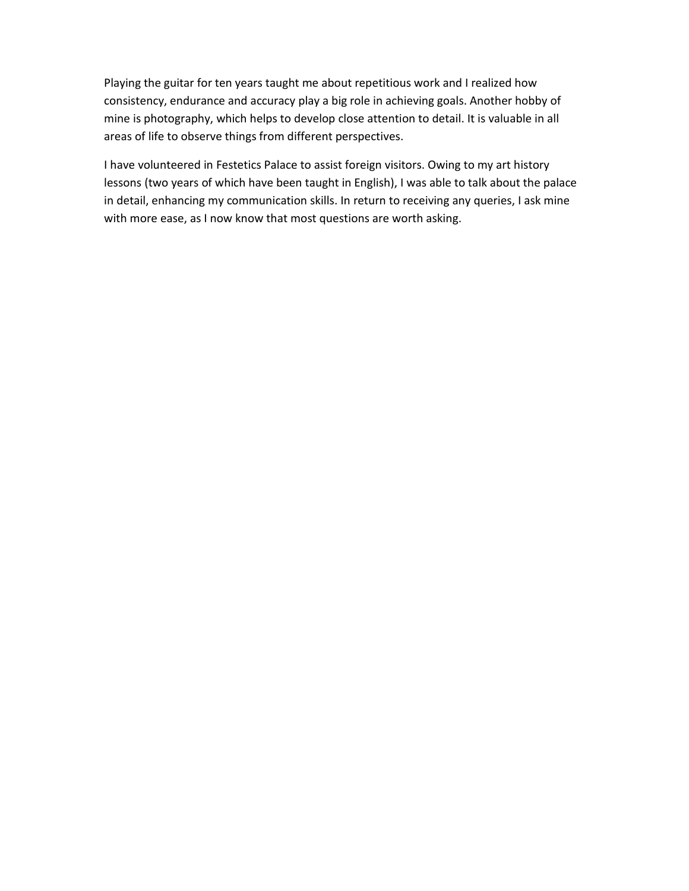Playing the guitar for ten years taught me about repetitious work and I realized how consistency, endurance and accuracy play a big role in achieving goals. Another hobby of mine is photography, which helps to develop close attention to detail. It is valuable in all areas of life to observe things from different perspectives.

I have volunteered in Festetics Palace to assist foreign visitors. Owing to my art history lessons (two years of which have been taught in English), I was able to talk about the palace in detail, enhancing my communication skills. In return to receiving any queries, I ask mine with more ease, as I now know that most questions are worth asking.